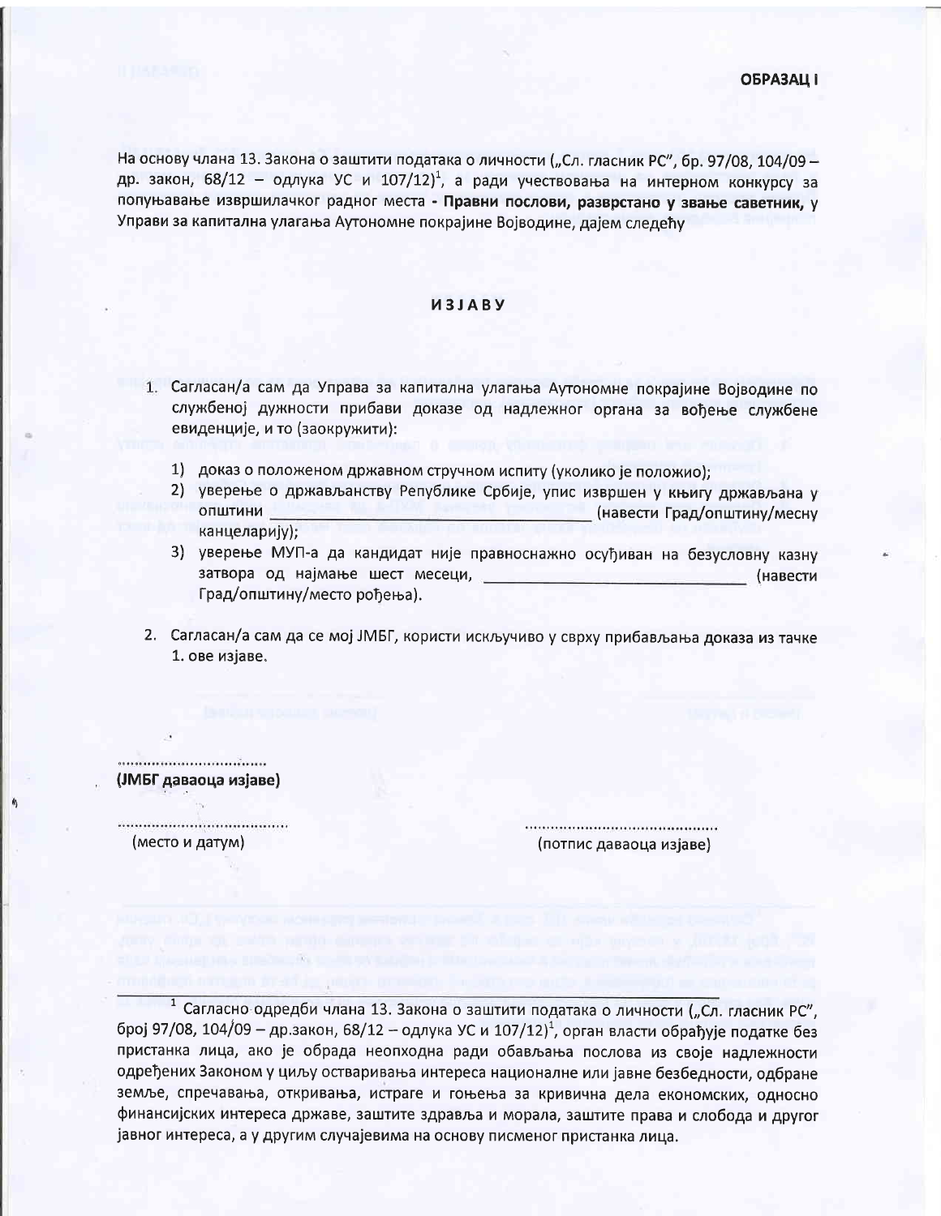**ОБРАЗАЦ I**

На основу члана 13. Закона о заштити података о личности („Сл. гласник РС", бр. 97/08, 104/09 – др. закон, 68/12 – одлука УС и 107/12)[1], а ради учествовања на интерном конкурсу за попуњавање извршилачког радног места - **Правни послови, разврстано у звање саветник,** у Управи за капитална улагања Аутономне покрајине Војводине, дајем следећу

**ИЗЈАВУ**

1. Сагласан/а сам да Управа за капитална улагања Аутономне покрајине Војводине по службеној дужности прибави доказе од надлежног органа за вођење службене евиденције, и то (заокружити):
   1) доказ о положеном државном стручном испиту (уколико је положио);
   2) уверење о држављанству Републике Србије, упис извршен у књигу држављана у општини ______________________________ (навести Град/општину/месну канцеларију);
   3) уверење МУП-а да кандидат није правноснажно осуђиван на безусловну казну затвора од најмање шест месеци, ______________________________ (навести Град/општину/место рођења).
2. Сагласан/а сам да се мој ЈМБГ, користи искључиво у сврху прибављања доказа из тачке 1. ове изјаве.

..................................
**(ЈМБГ даваоца изјаве)**

..........................................
(место и датум)

..........................................
(потпис даваоца изјаве)

---

[1] Сагласно одредби члана 13. Закона о заштити података о личности („Сл. гласник РС", број 97/08, 104/09 – др.закон, 68/12 – одлука УС и 107/12)[1], орган власти обрађује податке без пристанка лица, ако је обрада неопходна ради обављања послова из своје надлежности одређених Законом у циљу остваривања интереса националне или јавне безбедности, одбране земље, спречавања, откривања, истраге и гоњења за кривична дела економских, односно финансијских интереса државе, заштите здравља и морала, заштите права и слобода и другог јавног интереса, а у другим случајевима на основу писменог пристанка лица.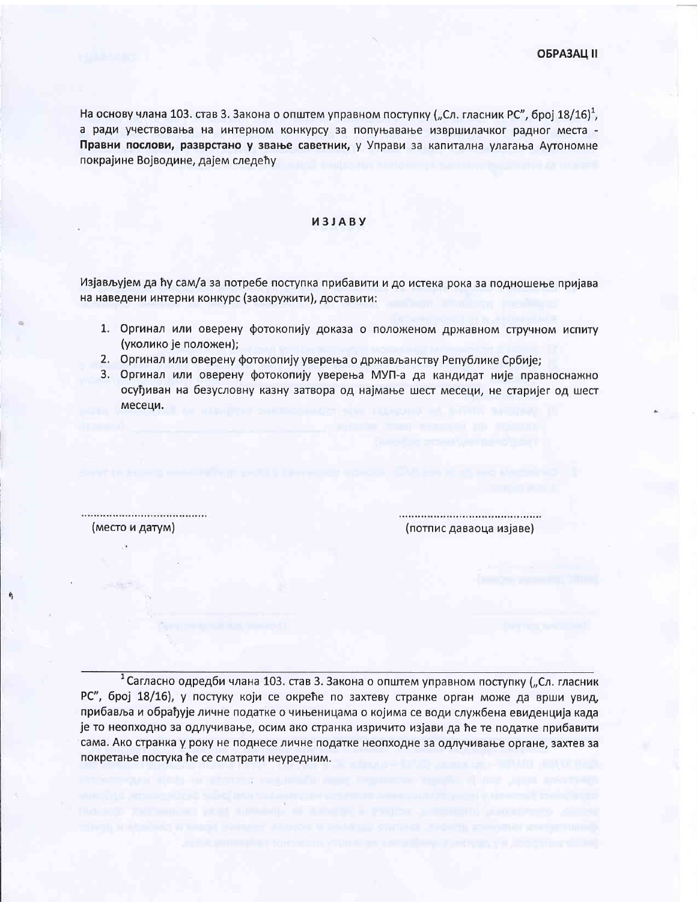**ОБРАЗАЦ II**

На основу члана 103. став 3. Закона о општем управном поступку („Сл. гласник РС", број 18/16)[1], а ради учествовања на интерном конкурсу за попуњавање извршилачког радног места - **Правни послови, разврстано у звање саветник,** у Управи за капитална улагања Аутономне покрајине Војводине, дајем следећу

## ИЗЈАВУ

Изјављујем да ћу сам/а за потребе поступка прибавити и до истека рока за подношење пријава на наведени интерни конкурс (заокружити), доставити:

1. Оргинал или оверену фотокопију доказа о положеном државном стручном испиту (уколико је положен);
2. Оргинал или оверену фотокопију уверења о држављанству Републике Србије;
3. Оргинал или оверену фотокопију уверења МУП-а да кандидат није правноснажно осуђиван на безусловну казну затвора од најмање шест месеци, не старијег од шест месеци.

.......................................
(место и датум)

..........................................
(потпис даваоца изјаве)

---

[1] Сагласно одредби члана 103. став 3. Закона о општем управном поступку („Сл. гласник РС", број 18/16), у постуку који се окреће по захтеву странке орган може да врши увид, прибавља и обрађује личне податке о чињеницама о којима се води службена евиденција када је то неопходно за одлучивање, осим ако странка изричито изјави да ће те податке прибавити сама. Ако странка у року не поднесе личне податке неопходне за одлучивање органе, захтев за покретање постука ће се сматрати неуредним.